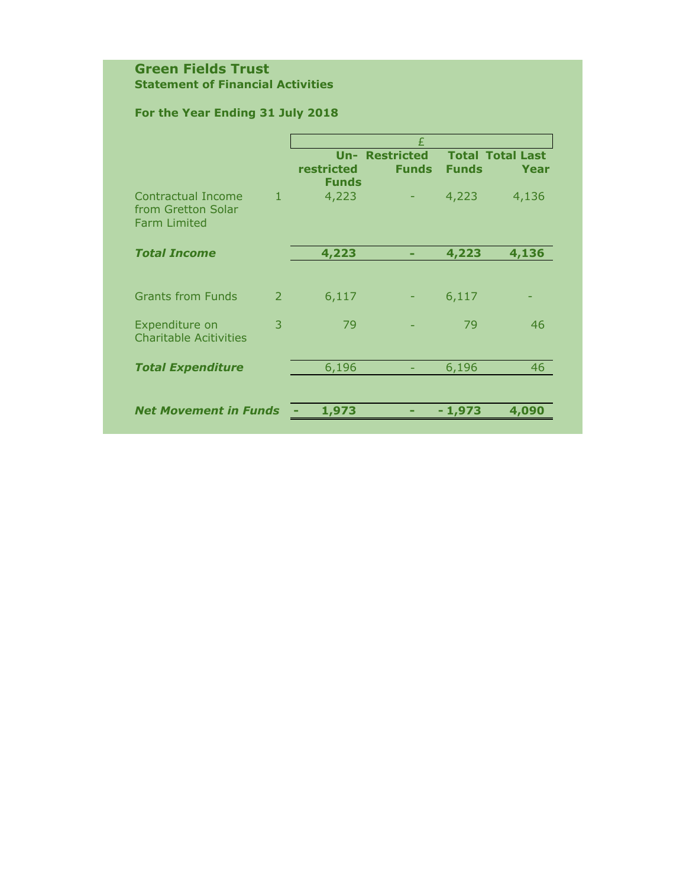# Green Fields Trust

## Statement of Financial Activities

### For the Year Ending 31 July 2018

| | | £ | | | |
|---|---|---|---|---|---|
| | | **Un-restricted Funds** | **Restricted Funds** | **Total Funds** | **Total Last Year** |
| Contractual Income from Gretton Solar Farm Limited | 1 | 4,223 | - | 4,223 | 4,136 |
| ***Total Income*** | | **4,223** | **-** | **4,223** | **4,136** |
| Grants from Funds | 2 | 6,117 | - | 6,117 | - |
| Expenditure on Charitable Acitivities | 3 | 79 | - | 79 | 46 |
| ***Total Expenditure*** | | 6,196 | - | 6,196 | 46 |
| ***Net Movement in Funds*** | | **- 1,973** | **-** | **- 1,973** | **4,090** |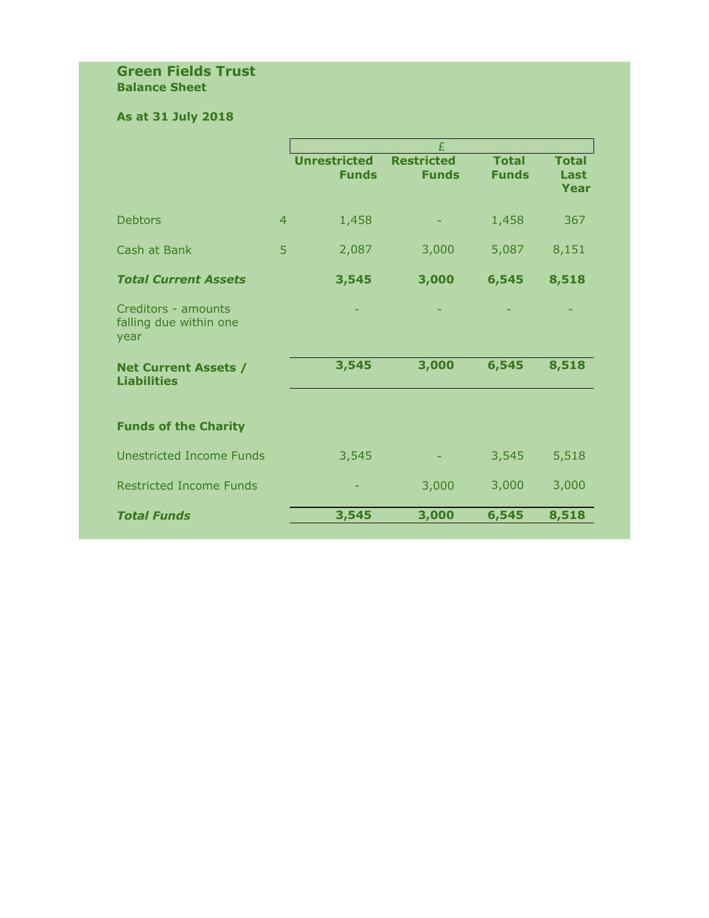# Green Fields Trust

**Balance Sheet**

**As at 31 July 2018**

| | | £ | | | |
|---|---|---|---|---|---|
| | | **Unrestricted Funds** | **Restricted Funds** | **Total Funds** | **Total Last Year** |
| Debtors | 4 | 1,458 | - | 1,458 | 367 |
| Cash at Bank | 5 | 2,087 | 3,000 | 5,087 | 8,151 |
| ***Total Current Assets*** | | **3,545** | **3,000** | **6,545** | **8,518** |
| Creditors - amounts falling due within one year | | - | - | - | - |
| **Net Current Assets / Liabilities** | | **3,545** | **3,000** | **6,545** | **8,518** |
| | | | | | |
| **Funds of the Charity** | | | | | |
| Unestricted Income Funds | | 3,545 | - | 3,545 | 5,518 |
| Restricted Income Funds | | - | 3,000 | 3,000 | 3,000 |
| ***Total Funds*** | | **3,545** | **3,000** | **6,545** | **8,518** |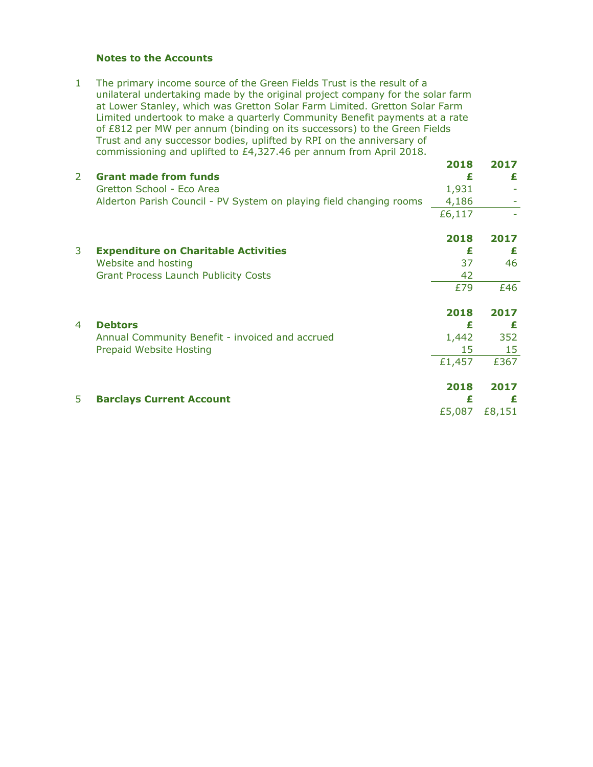### Notes to the Accounts

1 The primary income source of the Green Fields Trust is the result of a unilateral undertaking made by the original project company for the solar farm at Lower Stanley, which was Gretton Solar Farm Limited. Gretton Solar Farm Limited undertook to make a quarterly Community Benefit payments at a rate of £812 per MW per annum (binding on its successors) to the Green Fields Trust and any successor bodies, uplifted by RPI on the anniversary of commissioning and uplifted to £4,327.46 per annum from April 2018.

| | | 2018 | 2017 |
|---|---|---|---|
| 2 | **Grant made from funds** | **£** | **£** |
| | Gretton School - Eco Area | 1,931 | - |
| | Alderton Parish Council - PV System on playing field changing rooms | 4,186 | - |
| | | £6,117 | - |

| | | 2018 | 2017 |
|---|---|---|---|
| 3 | **Expenditure on Charitable Activities** | **£** | **£** |
| | Website and hosting | 37 | 46 |
| | Grant Process Launch Publicity Costs | 42 | |
| | | £79 | £46 |

| | | 2018 | 2017 |
|---|---|---|---|
| 4 | **Debtors** | **£** | **£** |
| | Annual Community Benefit - invoiced and accrued | 1,442 | 352 |
| | Prepaid Website Hosting | 15 | 15 |
| | | £1,457 | £367 |

| | | 2018 | 2017 |
|---|---|---|---|
| 5 | **Barclays Current Account** | **£** | **£** |
| | | £5,087 | £8,151 |